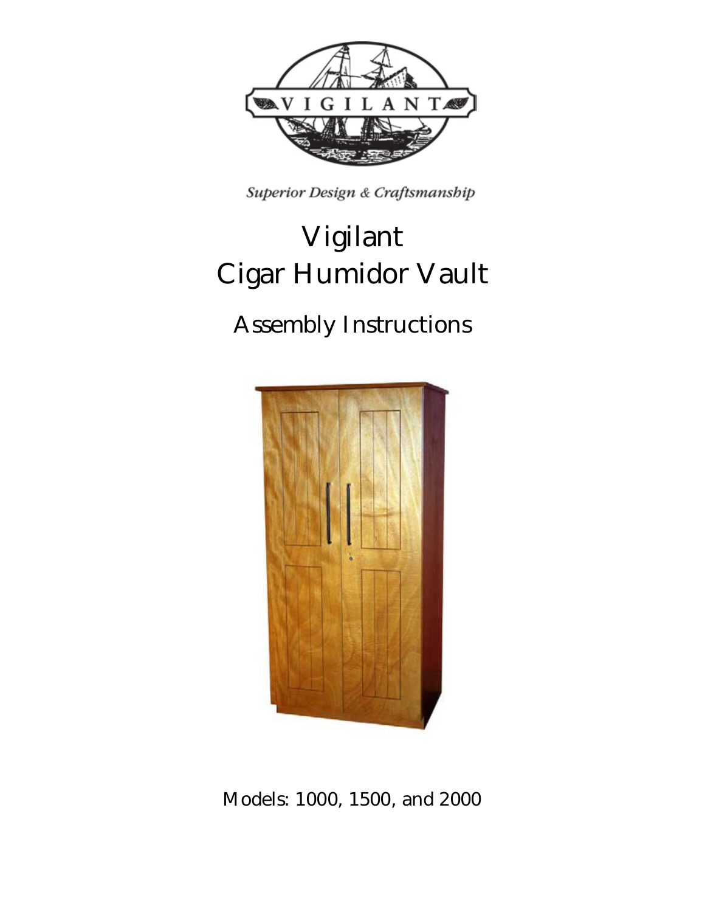VIGILANT

*Superior Design & Craftsmanship*

# Vigilant
# Cigar Humidor Vault

## Assembly Instructions

Models: 1000, 1500, and 2000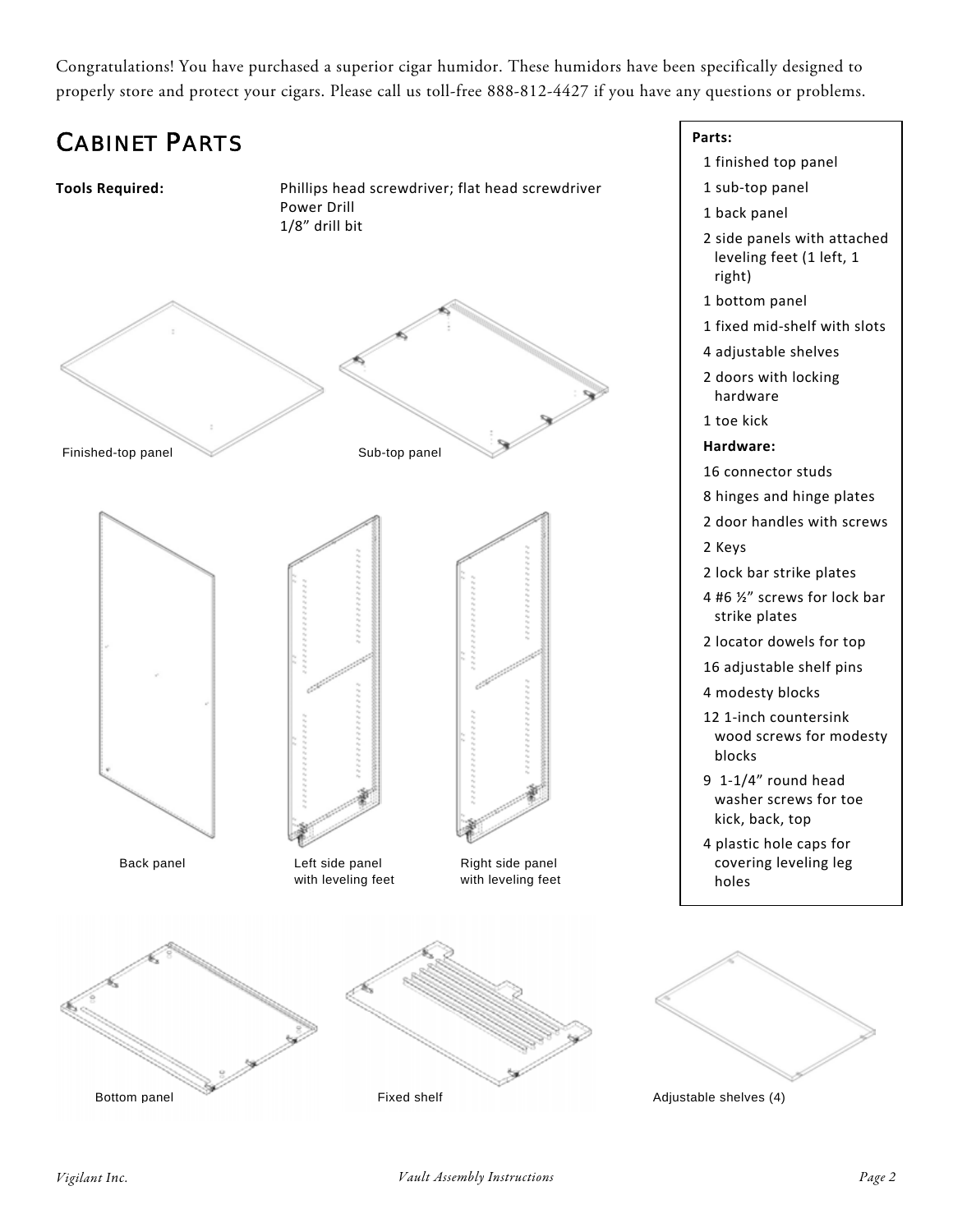Congratulations! You have purchased a superior cigar humidor. These humidors have been specifically designed to properly store and protect your cigars. Please call us toll-free 888-812-4427 if you have any questions or problems.

# Cabinet Parts

**Tools Required:** Phillips head screwdriver; flat head screwdriver
Power Drill
1/8" drill bit

Finished-top panel

Sub-top panel

Back panel

Left side panel with leveling feet

Right side panel with leveling feet

Bottom panel

Fixed shelf

Adjustable shelves (4)

**Parts:**

- 1 finished top panel
- 1 sub-top panel
- 1 back panel
- 2 side panels with attached leveling feet (1 left, 1 right)
- 1 bottom panel
- 1 fixed mid-shelf with slots
- 4 adjustable shelves
- 2 doors with locking hardware
- 1 toe kick

**Hardware:**

- 16 connector studs
- 8 hinges and hinge plates
- 2 door handles with screws
- 2 Keys
- 2 lock bar strike plates
- 4 #6 ½" screws for lock bar strike plates
- 2 locator dowels for top
- 16 adjustable shelf pins
- 4 modesty blocks
- 12 1-inch countersink wood screws for modesty blocks
- 9 1-1/4" round head washer screws for toe kick, back, top
- 4 plastic hole caps for covering leveling leg holes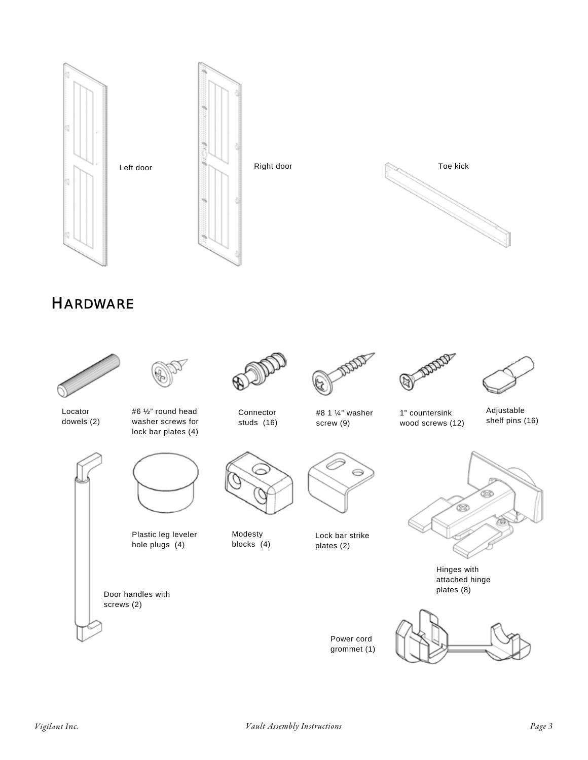Left door

Right door

Toe kick

## Hardware

Locator dowels (2)

#6 ½" round head washer screws for lock bar plates (4)

Connector studs (16)

#8 1 ¼" washer screw (9)

1" countersink wood screws (12)

Adjustable shelf pins (16)

Plastic leg leveler hole plugs (4)

Modesty blocks (4)

Lock bar strike plates (2)

Hinges with attached hinge plates (8)

Door handles with screws (2)

Power cord grommet (1)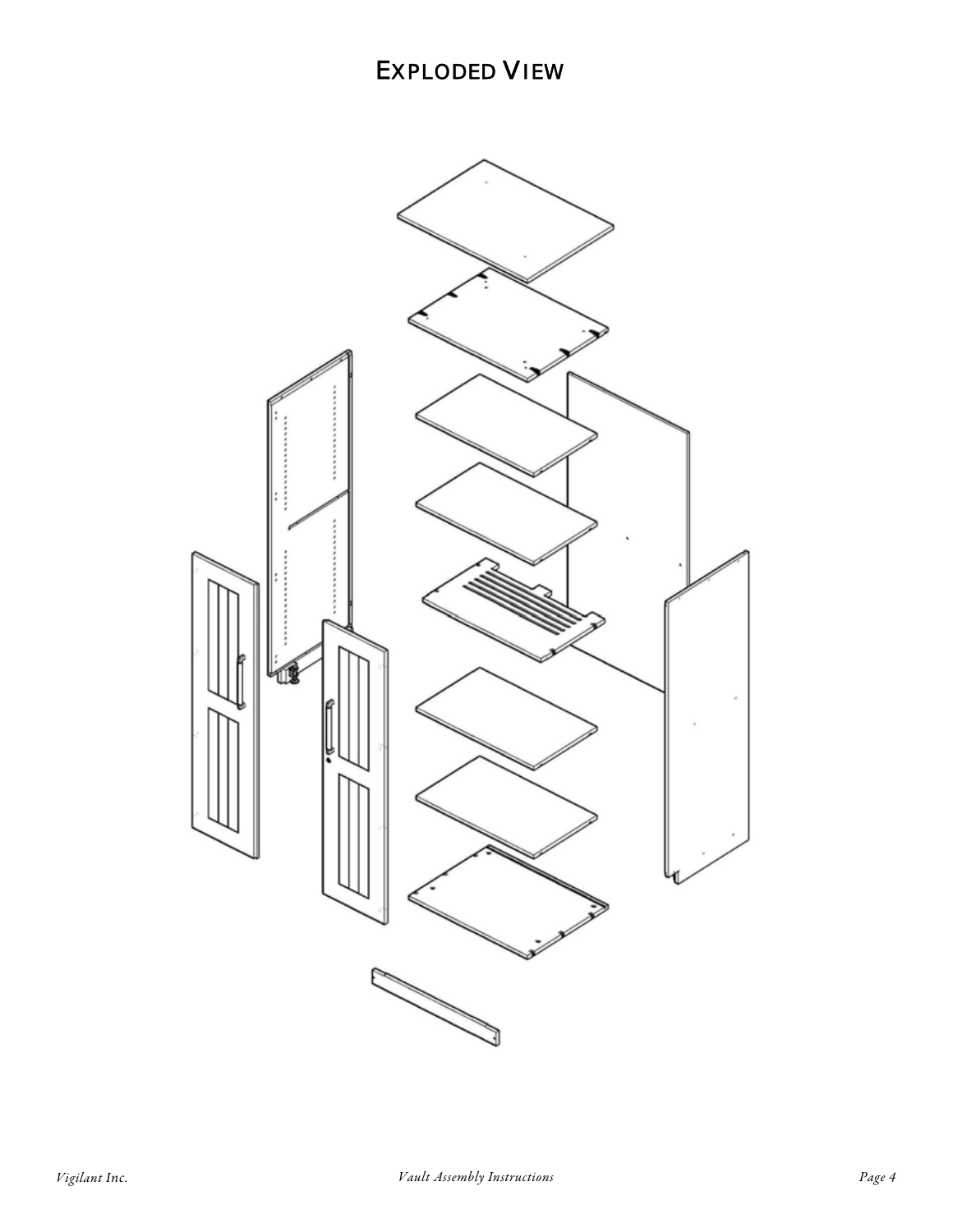# Exploded View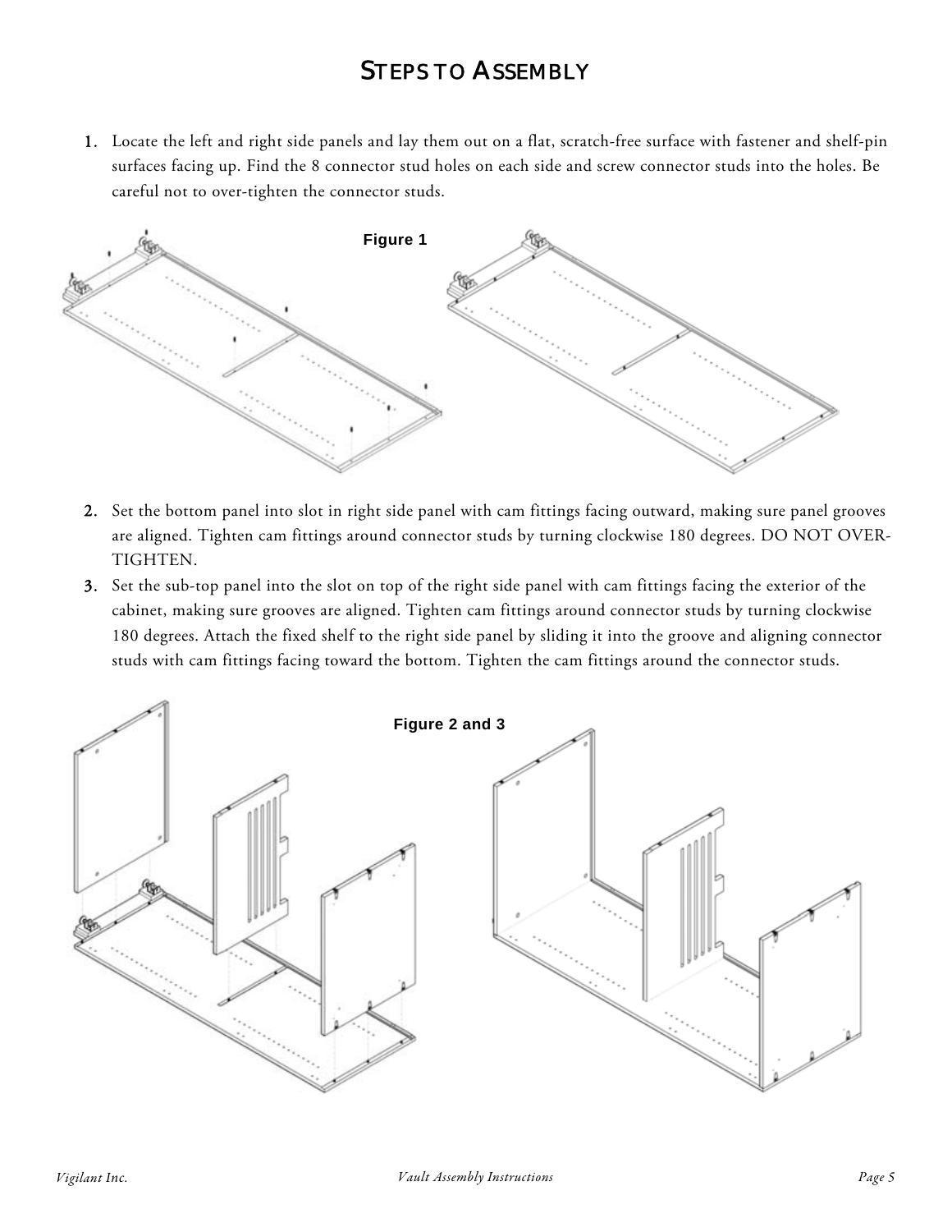# Steps to Assembly

1. Locate the left and right side panels and lay them out on a flat, scratch-free surface with fastener and shelf-pin surfaces facing up. Find the 8 connector stud holes on each side and screw connector studs into the holes. Be careful not to over-tighten the connector studs.

Figure 1

2. Set the bottom panel into slot in right side panel with cam fittings facing outward, making sure panel grooves are aligned. Tighten cam fittings around connector studs by turning clockwise 180 degrees. DO NOT OVER-TIGHTEN.
3. Set the sub-top panel into the slot on top of the right side panel with cam fittings facing the exterior of the cabinet, making sure grooves are aligned. Tighten cam fittings around connector studs by turning clockwise 180 degrees. Attach the fixed shelf to the right side panel by sliding it into the groove and aligning connector studs with cam fittings facing toward the bottom. Tighten the cam fittings around the connector studs.

Figure 2 and 3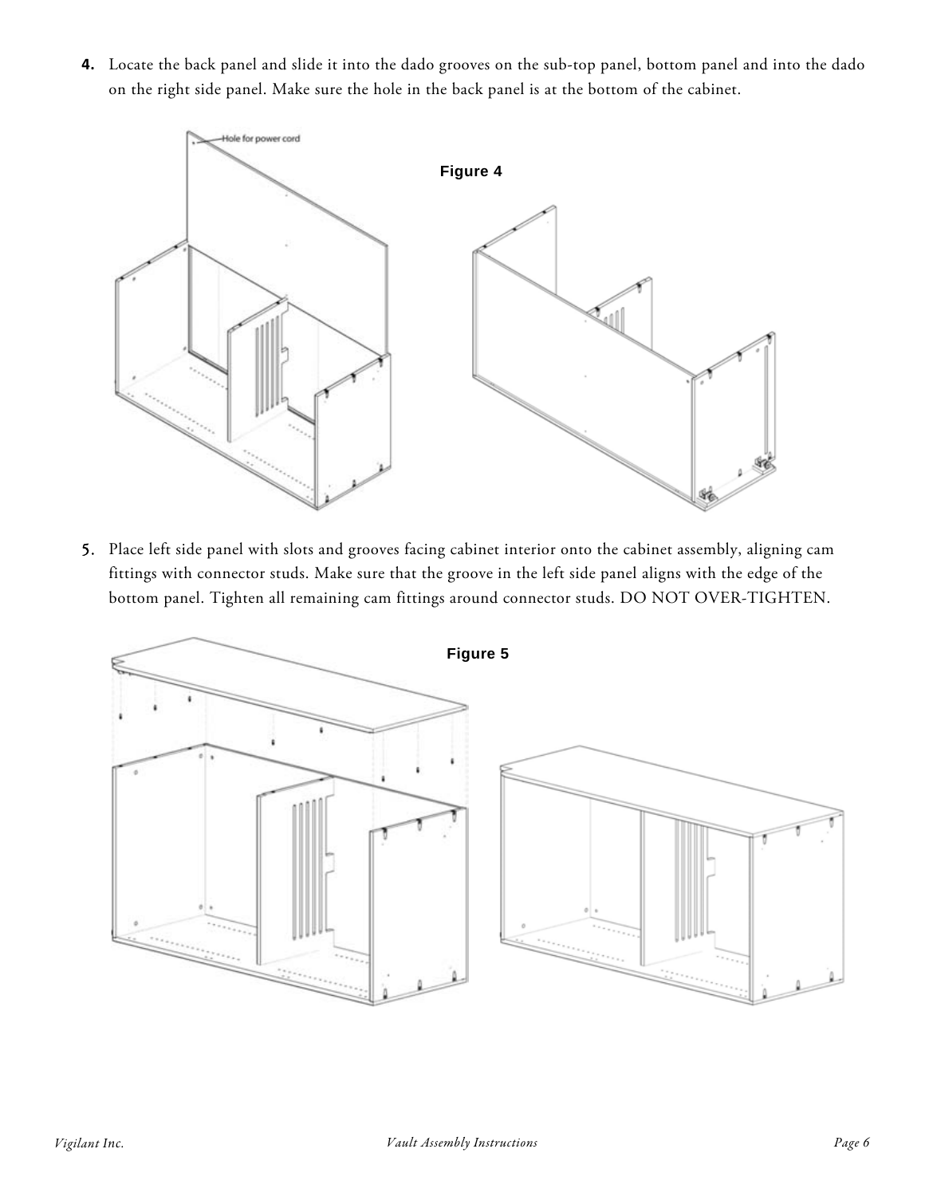4. Locate the back panel and slide it into the dado grooves on the sub-top panel, bottom panel and into the dado on the right side panel. Make sure the hole in the back panel is at the bottom of the cabinet.

Hole for power cord

**Figure 4**

5. Place left side panel with slots and grooves facing cabinet interior onto the cabinet assembly, aligning cam fittings with connector studs. Make sure that the groove in the left side panel aligns with the edge of the bottom panel. Tighten all remaining cam fittings around connector studs. DO NOT OVER-TIGHTEN.

**Figure 5**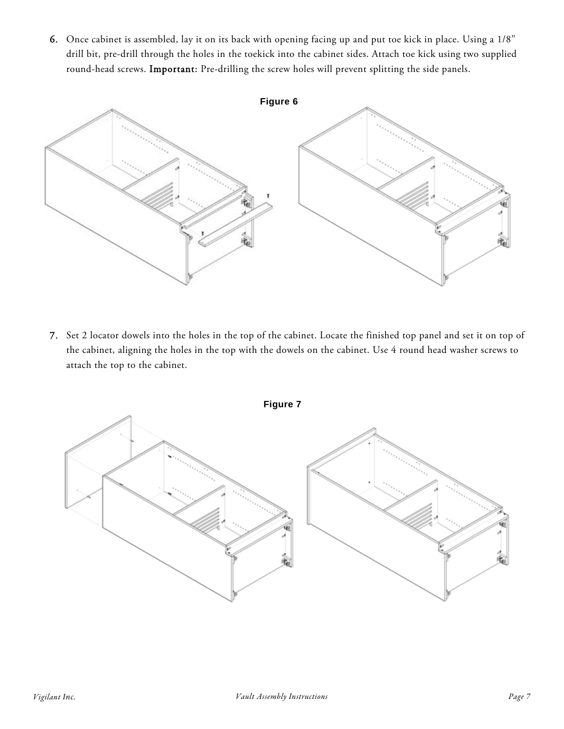6. Once cabinet is assembled, lay it on its back with opening facing up and put toe kick in place. Using a 1/8" drill bit, pre-drill through the holes in the toekick into the cabinet sides. Attach toe kick using two supplied round-head screws. **Important:** Pre-drilling the screw holes will prevent splitting the side panels.

**Figure 6**

7. Set 2 locator dowels into the holes in the top of the cabinet. Locate the finished top panel and set it on top of the cabinet, aligning the holes in the top with the dowels on the cabinet. Use 4 round head washer screws to attach the top to the cabinet.

**Figure 7**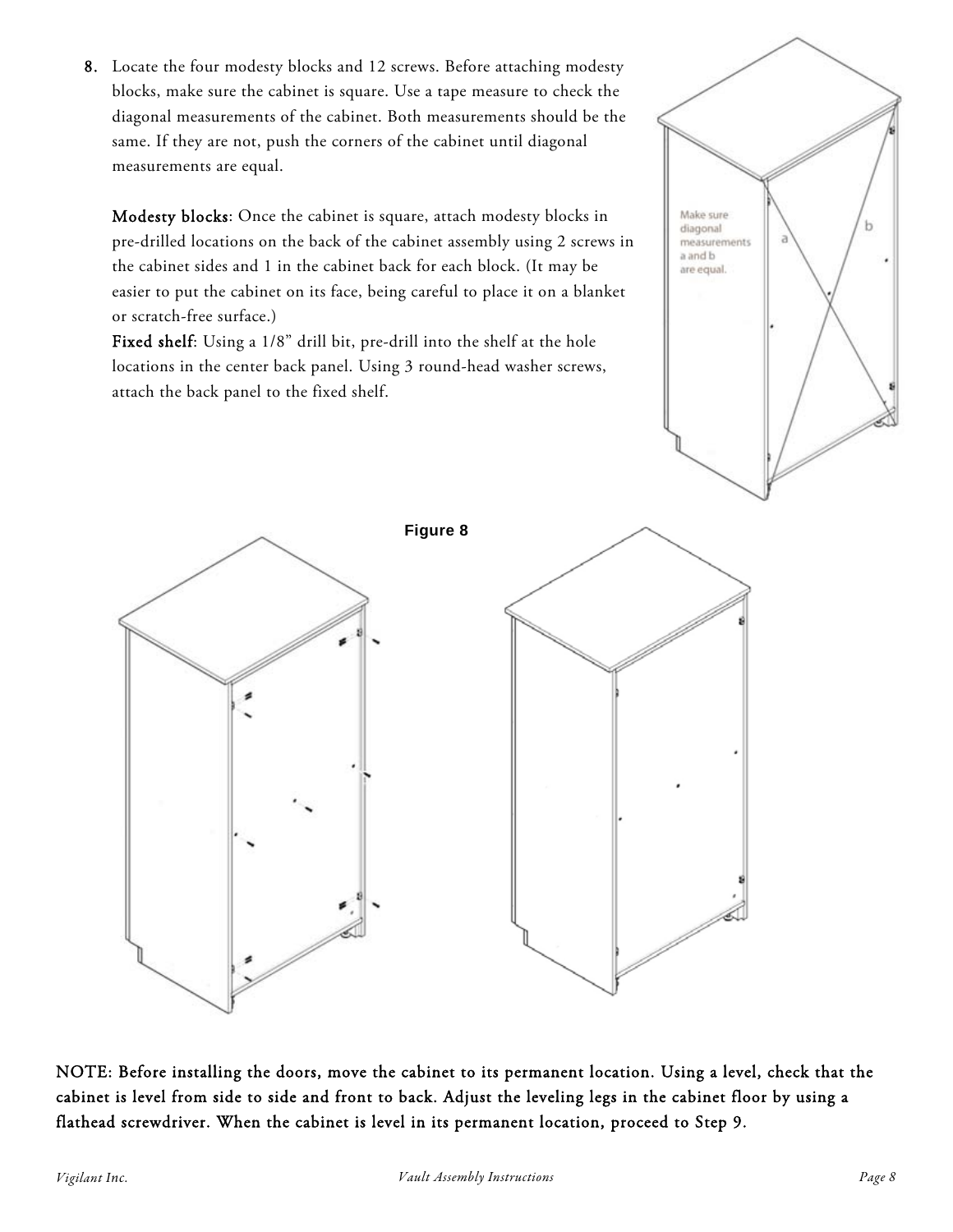8. Locate the four modesty blocks and 12 screws. Before attaching modesty blocks, make sure the cabinet is square. Use a tape measure to check the diagonal measurements of the cabinet. Both measurements should be the same. If they are not, push the corners of the cabinet until diagonal measurements are equal.

   **Modesty blocks**: Once the cabinet is square, attach modesty blocks in pre-drilled locations on the back of the cabinet assembly using 2 screws in the cabinet sides and 1 in the cabinet back for each block. (It may be easier to put the cabinet on its face, being careful to place it on a blanket or scratch-free surface.)

   **Fixed shelf**: Using a 1/8" drill bit, pre-drill into the shelf at the hole locations in the center back panel. Using 3 round-head washer screws, attach the back panel to the fixed shelf.

Make sure diagonal measurements a and b are equal.

**Figure 8**

**NOTE: Before installing the doors, move the cabinet to its permanent location. Using a level, check that the cabinet is level from side to side and front to back. Adjust the leveling legs in the cabinet floor by using a flathead screwdriver. When the cabinet is level in its permanent location, proceed to Step 9.**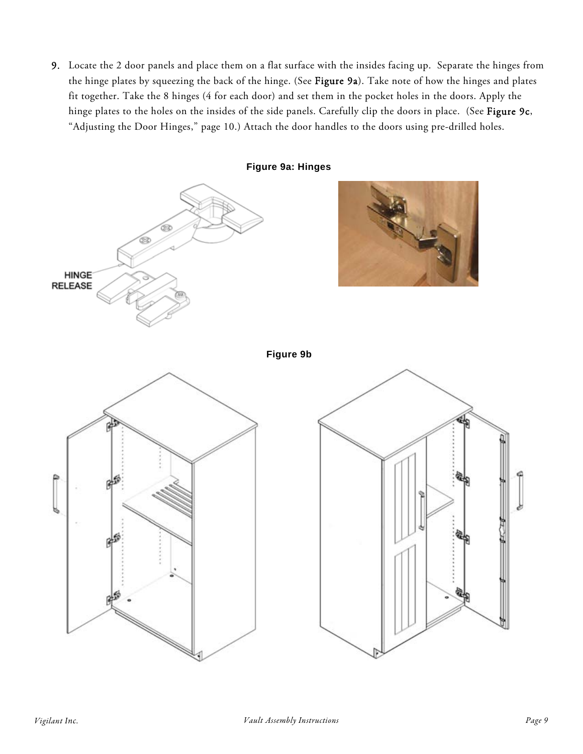9. Locate the 2 door panels and place them on a flat surface with the insides facing up. Separate the hinges from the hinge plates by squeezing the back of the hinge. (See **Figure 9a**). Take note of how the hinges and plates fit together. Take the 8 hinges (4 for each door) and set them in the pocket holes in the doors. Apply the hinge plates to the holes on the insides of the side panels. Carefully clip the doors in place. (See **Figure 9c**, "Adjusting the Door Hinges," page 10.) Attach the door handles to the doors using pre-drilled holes.

**Figure 9a: Hinges**

HINGE RELEASE

**Figure 9b**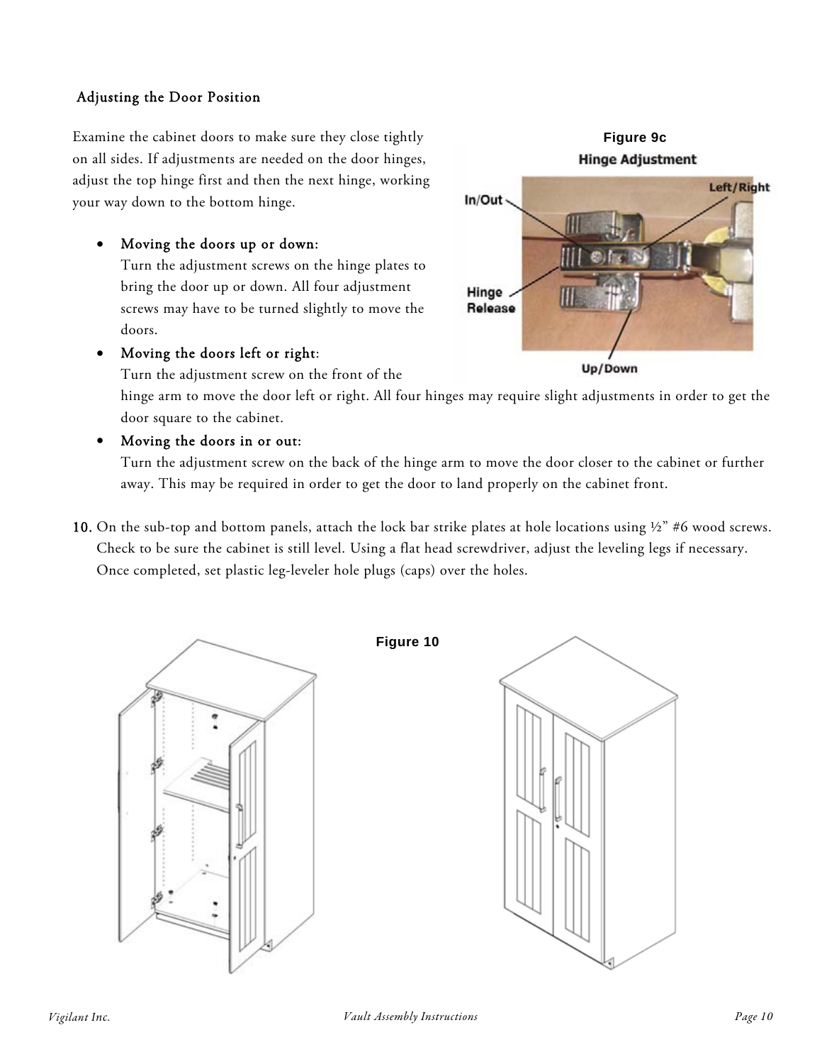### Adjusting the Door Position

Examine the cabinet doors to make sure they close tightly on all sides. If adjustments are needed on the door hinges, adjust the top hinge first and then the next hinge, working your way down to the bottom hinge.

Figure 9c

Hinge Adjustment

- **Moving the doors up or down:**
  Turn the adjustment screws on the hinge plates to bring the door up or down. All four adjustment screws may have to be turned slightly to move the doors.
- **Moving the doors left or right:**
  Turn the adjustment screw on the front of the hinge arm to move the door left or right. All four hinges may require slight adjustments in order to get the door square to the cabinet.
- **Moving the doors in or out:**
  Turn the adjustment screw on the back of the hinge arm to move the door closer to the cabinet or further away. This may be required in order to get the door to land properly on the cabinet front.

**10.** On the sub-top and bottom panels, attach the lock bar strike plates at hole locations using ½" #6 wood screws. Check to be sure the cabinet is still level. Using a flat head screwdriver, adjust the leveling legs if necessary. Once completed, set plastic leg-leveler hole plugs (caps) over the holes.

Figure 10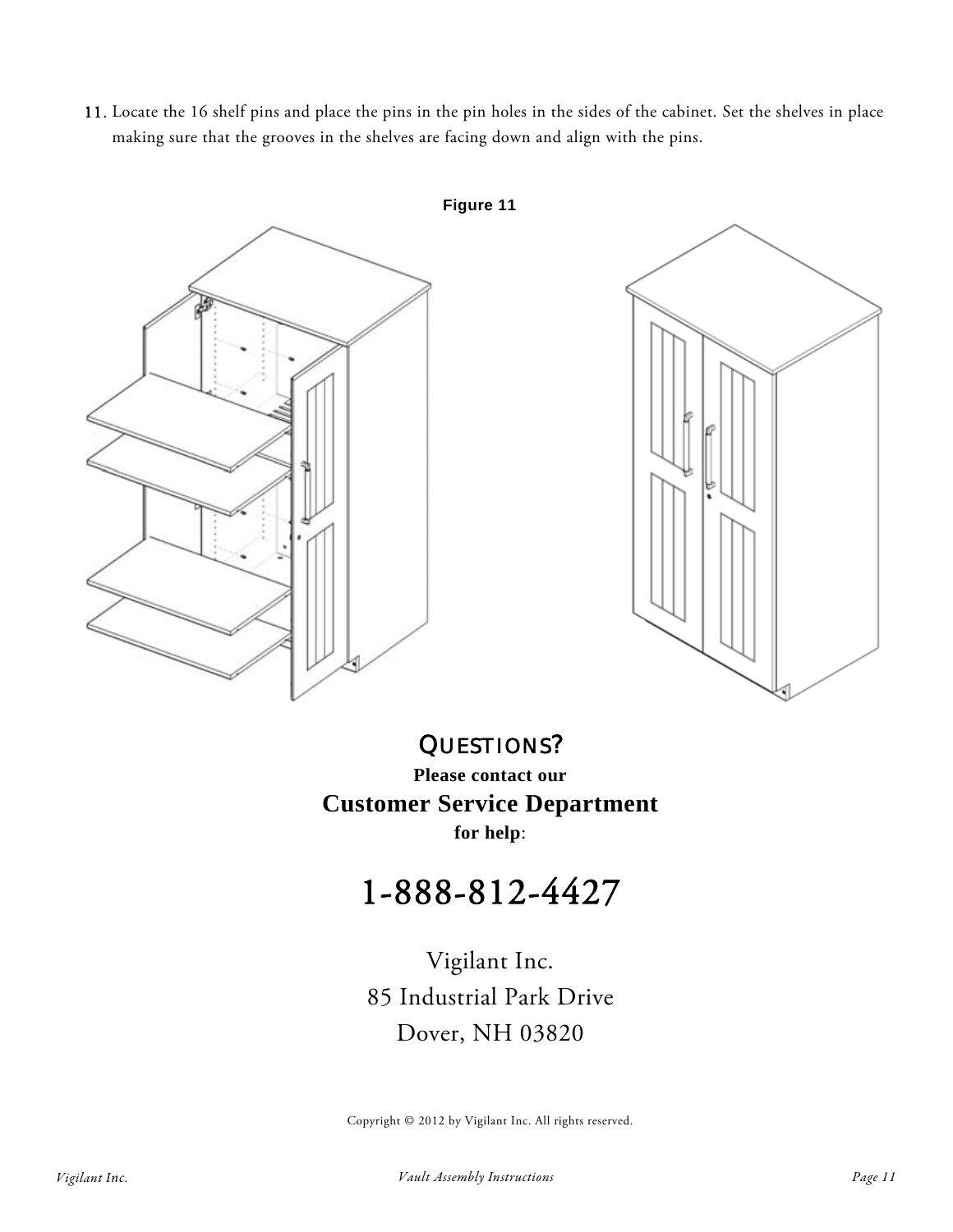11. Locate the 16 shelf pins and place the pins in the pin holes in the sides of the cabinet. Set the shelves in place making sure that the grooves in the shelves are facing down and align with the pins.

**Figure 11**

## QUESTIONS?

**Please contact our**

**Customer Service Department**

**for help**:

# 1-888-812-4427

Vigilant Inc.
85 Industrial Park Drive
Dover, NH 03820

Copyright © 2012 by Vigilant Inc. All rights reserved.